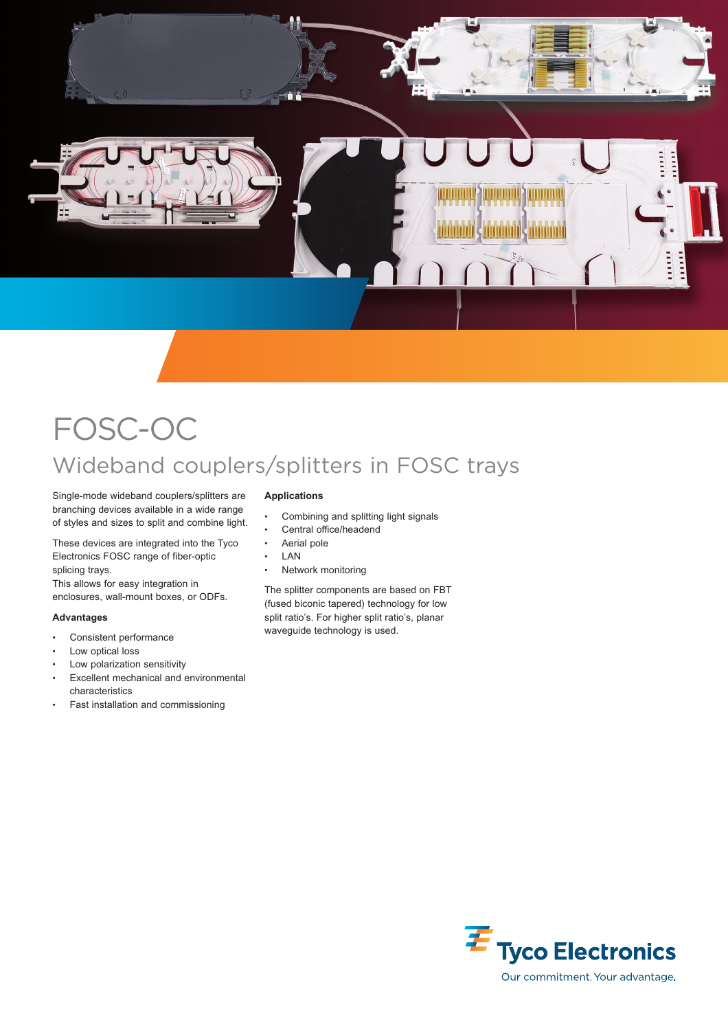# FOSC-OC

## Wideband couplers/splitters in FOSC trays

Single-mode wideband couplers/splitters are branching devices available in a wide range of styles and sizes to split and combine light.

These devices are integrated into the Tyco Electronics FOSC range of fiber-optic splicing trays.
This allows for easy integration in enclosures, wall-mount boxes, or ODFs.

**Advantages**

- Consistent performance
- Low optical loss
- Low polarization sensitivity
- Excellent mechanical and environmental characteristics
- Fast installation and commissioning

**Applications**

- Combining and splitting light signals
- Central office/headend
- Aerial pole
- LAN
- Network monitoring

The splitter components are based on FBT (fused biconic tapered) technology for low split ratio's. For higher split ratio's, planar waveguide technology is used.

Tyco Electronics
Our commitment. Your advantage.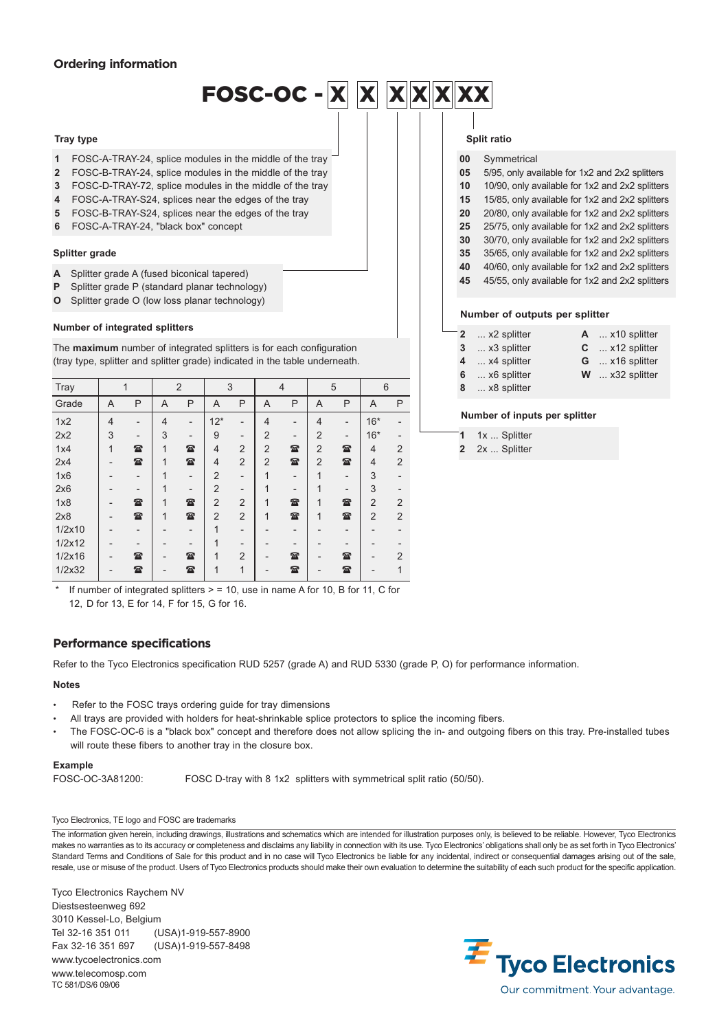## Ordering information

**FOSC-OC - X X X X X XX**

### Tray type

- **1** FOSC-A-TRAY-24, splice modules in the middle of the tray
- **2** FOSC-B-TRAY-24, splice modules in the middle of the tray
- **3** FOSC-D-TRAY-72, splice modules in the middle of the tray
- **4** FOSC-A-TRAY-S24, splices near the edges of the tray
- **5** FOSC-B-TRAY-S24, splices near the edges of the tray
- **6** FOSC-A-TRAY-24, "black box" concept

### Splitter grade

- **A** Splitter grade A (fused biconical tapered)
- **P** Splitter grade P (standard planar technology)
- **O** Splitter grade O (low loss planar technology)

### Number of integrated splitters

The **maximum** number of integrated splitters is for each configuration (tray type, splitter and splitter grade) indicated in the table underneath.

| Tray | 1 | | 2 | | 3 | | 4 | | 5 | | 6 | |
|---|---|---|---|---|---|---|---|---|---|---|---|---|
| Grade | A | P | A | P | A | P | A | P | A | P | A | P |
| 1x2 | 4 | - | 4 | - | 12* | - | 4 | - | 4 | - | 16* | - |
| 2x2 | 3 | - | 3 | - | 9 | - | 2 | - | 2 | - | 16* | - |
| 1x4 | 1 | ☎ | 1 | ☎ | 4 | 2 | 2 | ☎ | 2 | ☎ | 4 | 2 |
| 2x4 | - | ☎ | 1 | ☎ | 4 | 2 | 2 | ☎ | 2 | ☎ | 4 | 2 |
| 1x6 | - | - | 1 | - | 2 | - | 1 | - | 1 | - | 3 | - |
| 2x6 | - | - | 1 | - | 2 | - | 1 | - | 1 | - | 3 | - |
| 1x8 | - | ☎ | 1 | ☎ | 2 | 2 | 1 | ☎ | 1 | ☎ | 2 | 2 |
| 2x8 | - | ☎ | 1 | ☎ | 2 | 2 | 1 | ☎ | 1 | ☎ | 2 | 2 |
| 1/2x10 | - | - | - | - | 1 | - | - | - | - | - | - | - |
| 1/2x12 | - | - | - | - | 1 | - | - | - | - | - | - | - |
| 1/2x16 | - | ☎ | - | ☎ | 1 | 2 | - | ☎ | - | ☎ | - | 2 |
| 1/2x32 | - | ☎ | - | ☎ | 1 | 1 | - | ☎ | - | ☎ | - | 1 |

\* If number of integrated splitters > = 10, use in name A for 10, B for 11, C for 12, D for 13, E for 14, F for 15, G for 16.

### Split ratio

- **00** Symmetrical
- **05** 5/95, only available for 1x2 and 2x2 splitters
- **10** 10/90, only available for 1x2 and 2x2 splitters
- **15** 15/85, only available for 1x2 and 2x2 splitters
- **20** 20/80, only available for 1x2 and 2x2 splitters
- **25** 25/75, only available for 1x2 and 2x2 splitters
- **30** 30/70, only available for 1x2 and 2x2 splitters
- **35** 35/65, only available for 1x2 and 2x2 splitters
- **40** 40/60, only available for 1x2 and 2x2 splitters
- **45** 45/55, only available for 1x2 and 2x2 splitters

### Number of outputs per splitter

- **2** ... x2 splitter
- **3** ... x3 splitter
- **4** ... x4 splitter
- **6** ... x6 splitter
- **8** ... x8 splitter
- **A** ... x10 splitter
- **C** ... x12 splitter
- **G** ... x16 splitter
- **W** ... x32 splitter

### Number of inputs per splitter

- **1** 1x ... Splitter
- **2** 2x ... Splitter

## Performance specifications

Refer to the Tyco Electronics specification RUD 5257 (grade A) and RUD 5330 (grade P, O) for performance information.

### Notes

- Refer to the FOSC trays ordering guide for tray dimensions
- All trays are provided with holders for heat-shrinkable splice protectors to splice the incoming fibers.
- The FOSC-OC-6 is a "black box" concept and therefore does not allow splicing the in- and outgoing fibers on this tray. Pre-installed tubes will route these fibers to another tray in the closure box.

### Example

FOSC-OC-3A81200: FOSC D-tray with 8 1x2 splitters with symmetrical split ratio (50/50).

Tyco Electronics, TE logo and FOSC are trademarks

The information given herein, including drawings, illustrations and schematics which are intended for illustration purposes only, is believed to be reliable. However, Tyco Electronics makes no warranties as to its accuracy or completeness and disclaims any liability in connection with its use. Tyco Electronics' obligations shall only be as set forth in Tyco Electronics' Standard Terms and Conditions of Sale for this product and in no case will Tyco Electronics be liable for any incidental, indirect or consequential damages arising out of the sale, resale, use or misuse of the product. Users of Tyco Electronics products should make their own evaluation to determine the suitability of each such product for the specific application.

Tyco Electronics Raychem NV
Diestsesteenweg 692
3010 Kessel-Lo, Belgium
Tel 32-16 351 011 (USA)1-919-557-8900
Fax 32-16 351 697 (USA)1-919-557-8498
www.tycoelectronics.com
www.telecomosp.com
TC 581/DS/6 09/06

Tyco Electronics
Our commitment. Your advantage.